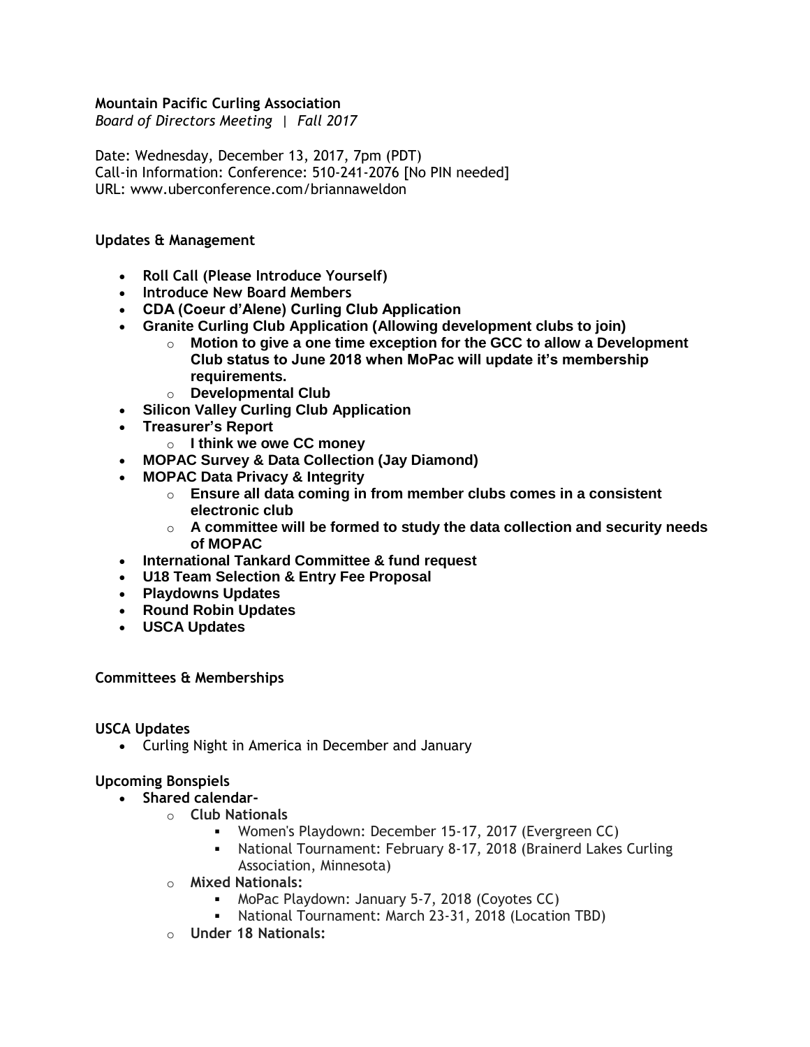**Mountain Pacific Curling Association**
*Board of Directors Meeting | Fall 2017*

Date: Wednesday, December 13, 2017, 7pm (PDT)
Call-in Information: Conference: 510-241-2076 [No PIN needed]
URL: www.uberconference.com/briannaweldon

**Updates & Management**

- **Roll Call (Please Introduce Yourself)**
- **Introduce New Board Members**
- **CDA (Coeur d'Alene) Curling Club Application**
- **Granite Curling Club Application (Allowing development clubs to join)**
  - **Motion to give a one time exception for the GCC to allow a Development Club status to June 2018 when MoPac will update it's membership requirements.**
  - **Developmental Club**
- **Silicon Valley Curling Club Application**
- **Treasurer's Report**
  - **I think we owe CC money**
- **MOPAC Survey & Data Collection (Jay Diamond)**
- **MOPAC Data Privacy & Integrity**
  - **Ensure all data coming in from member clubs comes in a consistent electronic club**
  - **A committee will be formed to study the data collection and security needs of MOPAC**
- **International Tankard Committee & fund request**
- **U18 Team Selection & Entry Fee Proposal**
- **Playdowns Updates**
- **Round Robin Updates**
- **USCA Updates**

**Committees & Memberships**

**USCA Updates**

- Curling Night in America in December and January

**Upcoming Bonspiels**

- **Shared calendar-**
  - **Club Nationals**
    - Women's Playdown: December 15-17, 2017 (Evergreen CC)
    - National Tournament: February 8-17, 2018 (Brainerd Lakes Curling Association, Minnesota)
  - **Mixed Nationals:**
    - MoPac Playdown: January 5-7, 2018 (Coyotes CC)
    - National Tournament: March 23-31, 2018 (Location TBD)
  - **Under 18 Nationals:**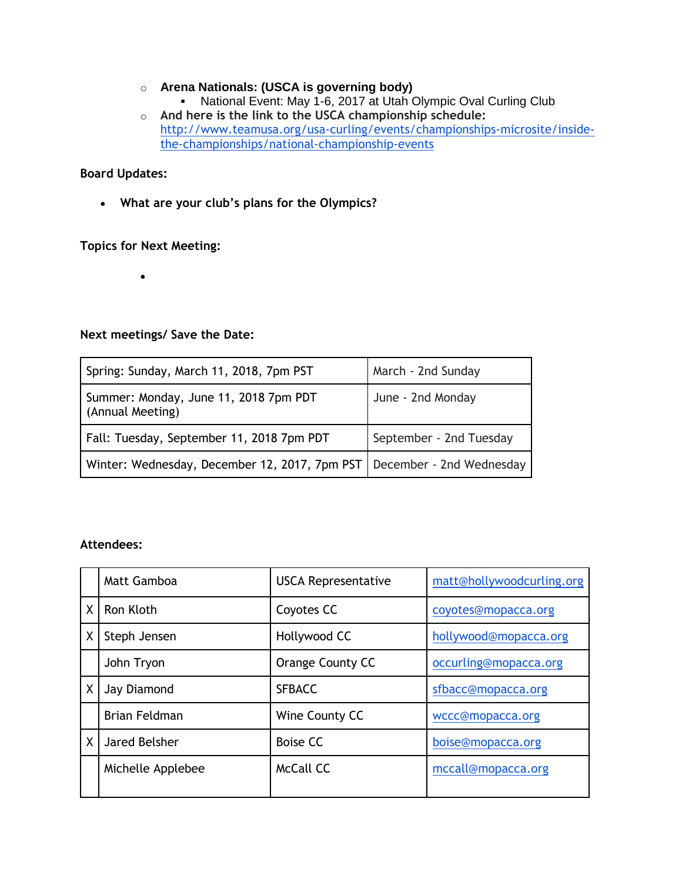- **Arena Nationals: (USCA is governing body)**
  - National Event: May 1-6, 2017 at Utah Olympic Oval Curling Club
- **And here is the link to the USCA championship schedule:** [http://www.teamusa.org/usa-curling/events/championships-microsite/inside-the-championships/national-championship-events](http://www.teamusa.org/usa-curling/events/championships-microsite/inside-the-championships/national-championship-events)

**Board Updates:**

- **What are your club's plans for the Olympics?**

**Topics for Next Meeting:**

- 

**Next meetings/ Save the Date:**

| | |
|---|---|
| Spring: Sunday, March 11, 2018, 7pm PST | March - 2nd Sunday |
| Summer: Monday, June 11, 2018 7pm PDT (Annual Meeting) | June - 2nd Monday |
| Fall: Tuesday, September 11, 2018 7pm PDT | September - 2nd Tuesday |
| Winter: Wednesday, December 12, 2017, 7pm PST | December - 2nd Wednesday |

**Attendees:**

| | | | |
|---|---|---|---|
| | Matt Gamboa | USCA Representative | matt@hollywoodcurling.org |
| X | Ron Kloth | Coyotes CC | coyotes@mopacca.org |
| X | Steph Jensen | Hollywood CC | hollywood@mopacca.org |
| | John Tryon | Orange County CC | occurling@mopacca.org |
| X | Jay Diamond | SFBACC | sfbacc@mopacca.org |
| | Brian Feldman | Wine County CC | wccc@mopacca.org |
| X | Jared Belsher | Boise CC | boise@mopacca.org |
| | Michelle Applebee | McCall CC | mccall@mopacca.org |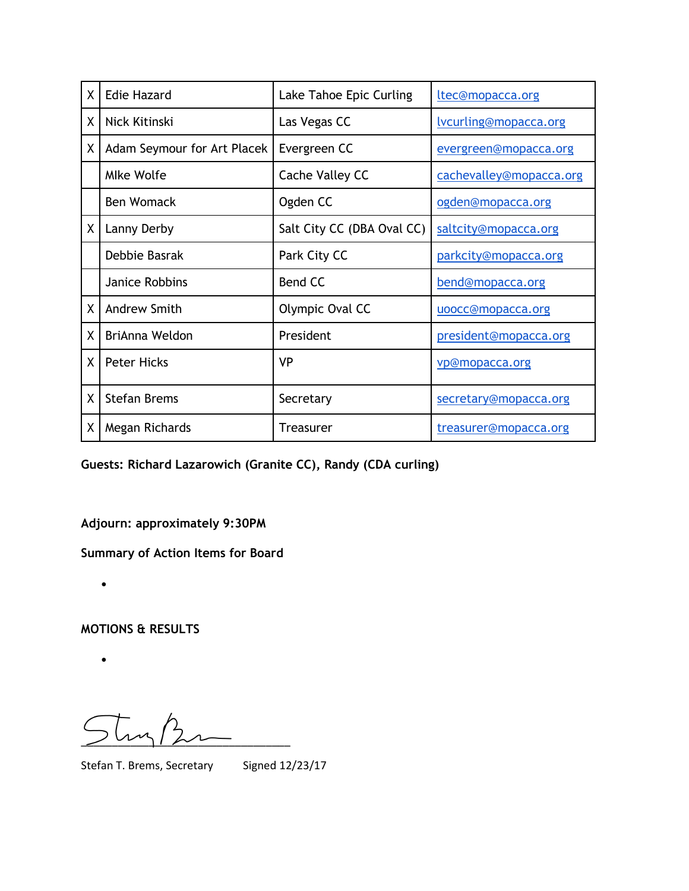| | | | |
|---|---|---|---|
| X | Edie Hazard | Lake Tahoe Epic Curling | ltec@mopacca.org |
| X | Nick Kitinski | Las Vegas CC | lvcurling@mopacca.org |
| X | Adam Seymour for Art Placek | Evergreen CC | evergreen@mopacca.org |
| | MIke Wolfe | Cache Valley CC | cachevalley@mopacca.org |
| | Ben Womack | Ogden CC | ogden@mopacca.org |
| X | Lanny Derby | Salt City CC (DBA Oval CC) | saltcity@mopacca.org |
| | Debbie Basrak | Park City CC | parkcity@mopacca.org |
| | Janice Robbins | Bend CC | bend@mopacca.org |
| X | Andrew Smith | Olympic Oval CC | uoocc@mopacca.org |
| X | BriAnna Weldon | President | president@mopacca.org |
| X | Peter Hicks | VP | vp@mopacca.org |
| X | Stefan Brems | Secretary | secretary@mopacca.org |
| X | Megan Richards | Treasurer | treasurer@mopacca.org |

**Guests: Richard Lazarowich (Granite CC), Randy (CDA curling)**

**Adjourn: approximately 9:30PM**

**Summary of Action Items for Board**

- 

**MOTIONS & RESULTS**

- 

\_\_\_\_\_\_\_\_\_\_\_\_\_\_\_\_\_\_\_\_\_\_\_\_\_\_\_\_\_\_

Stefan T. Brems, Secretary Signed 12/23/17